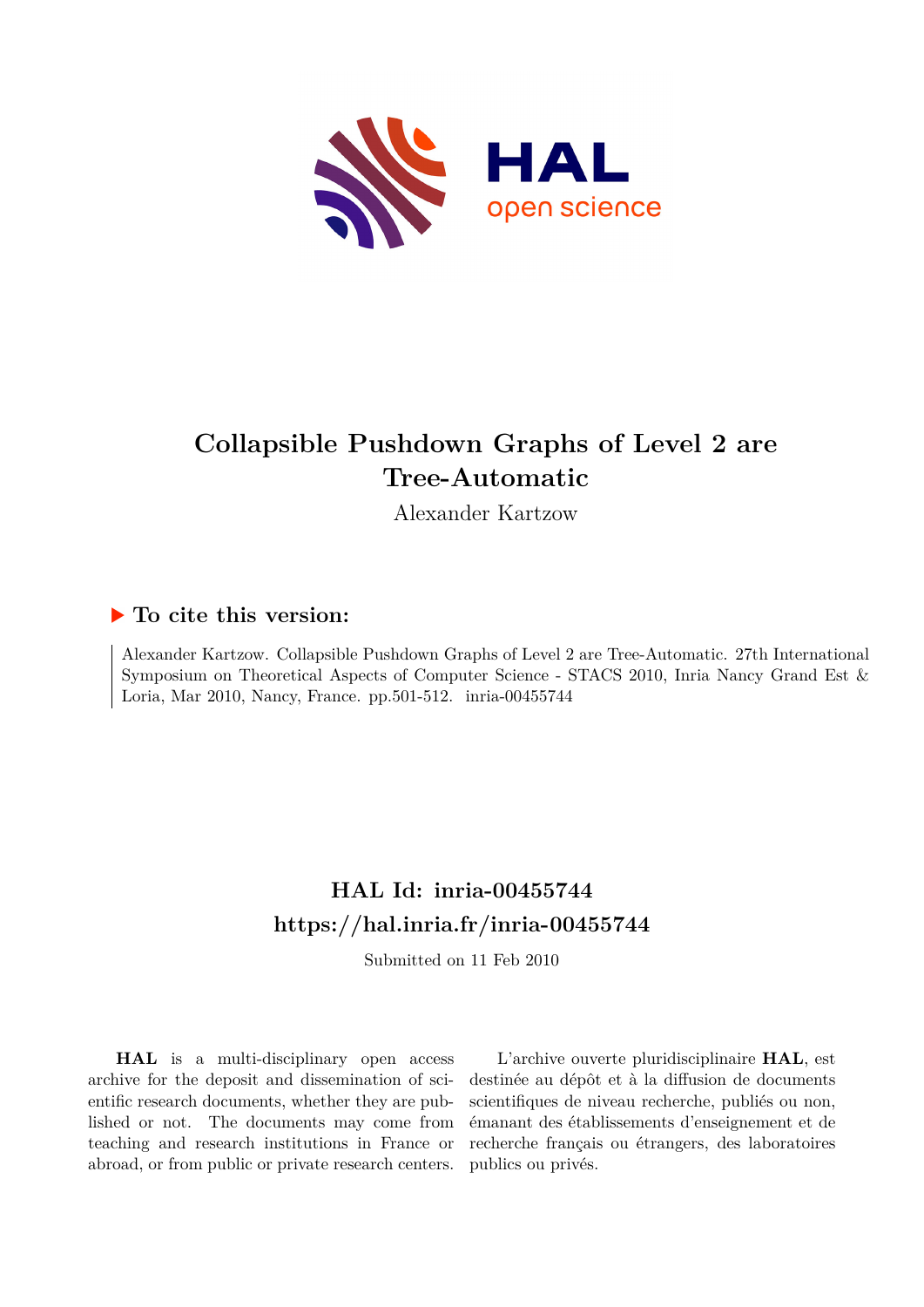# Collapsible Pushdown Graphs of Level 2 are Tree-Automatic

Alexander Kartzow

### ▶ To cite this version:

Alexander Kartzow. Collapsible Pushdown Graphs of Level 2 are Tree-Automatic. 27th International Symposium on Theoretical Aspects of Computer Science - STACS 2010, Inria Nancy Grand Est & Loria, Mar 2010, Nancy, France. pp.501-512. inria-00455744

## HAL Id: inria-00455744
## https://hal.inria.fr/inria-00455744

Submitted on 11 Feb 2010

**HAL** is a multi-disciplinary open access archive for the deposit and dissemination of scientific research documents, whether they are published or not. The documents may come from teaching and research institutions in France or abroad, or from public or private research centers.

L'archive ouverte pluridisciplinaire **HAL**, est destinée au dépôt et à la diffusion de documents scientifiques de niveau recherche, publiés ou non, émanant des établissements d'enseignement et de recherche français ou étrangers, des laboratoires publics ou privés.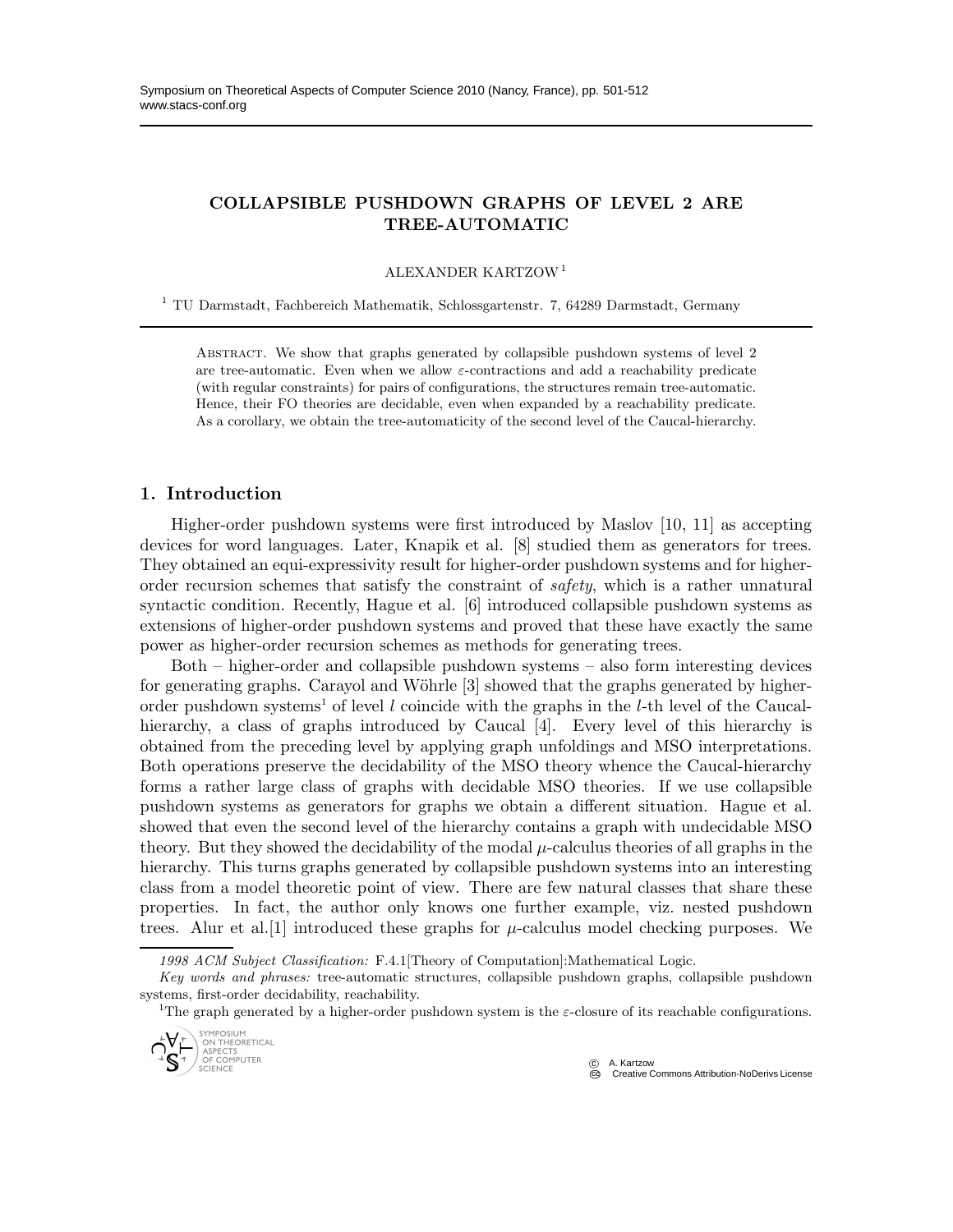## COLLAPSIBLE PUSHDOWN GRAPHS OF LEVEL 2 ARE TREE-AUTOMATIC

ALEXANDER KARTZOW [1]

[1] TU Darmstadt, Fachbereich Mathematik, Schlossgartenstr. 7, 64289 Darmstadt, Germany

Abstract. We show that graphs generated by collapsible pushdown systems of level 2 are tree-automatic. Even when we allow $\varepsilon$-contractions and add a reachability predicate (with regular constraints) for pairs of configurations, the structures remain tree-automatic. Hence, their FO theories are decidable, even when expanded by a reachability predicate. As a corollary, we obtain the tree-automaticity of the second level of the Caucal-hierarchy.

### 1. Introduction

Higher-order pushdown systems were first introduced by Maslov [10, 11] as accepting devices for word languages. Later, Knapik et al. [8] studied them as generators for trees. They obtained an equi-expressivity result for higher-order pushdown systems and for higher-order recursion schemes that satisfy the constraint of *safety*, which is a rather unnatural syntactic condition. Recently, Hague et al. [6] introduced collapsible pushdown systems as extensions of higher-order pushdown systems and proved that these have exactly the same power as higher-order recursion schemes as methods for generating trees.

Both – higher-order and collapsible pushdown systems – also form interesting devices for generating graphs. Carayol and Wöhrle [3] showed that the graphs generated by higher-order pushdown systems[1] of level $l$ coincide with the graphs in the $l$-th level of the Caucal-hierarchy, a class of graphs introduced by Caucal [4]. Every level of this hierarchy is obtained from the preceding level by applying graph unfoldings and MSO interpretations. Both operations preserve the decidability of the MSO theory whence the Caucal-hierarchy forms a rather large class of graphs with decidable MSO theories. If we use collapsible pushdown systems as generators for graphs we obtain a different situation. Hague et al. showed that even the second level of the hierarchy contains a graph with undecidable MSO theory. But they showed the decidability of the modal $\mu$-calculus theories of all graphs in the hierarchy. This turns graphs generated by collapsible pushdown systems into an interesting class from a model theoretic point of view. There are few natural classes that share these properties. In fact, the author only knows one further example, viz. nested pushdown trees. Alur et al.[1] introduced these graphs for $\mu$-calculus model checking purposes. We

*1998 ACM Subject Classification:* F.4.1[Theory of Computation]:Mathematical Logic.

*Key words and phrases:* tree-automatic structures, collapsible pushdown graphs, collapsible pushdown systems, first-order decidability, reachability.

[1] The graph generated by a higher-order pushdown system is the $\varepsilon$-closure of its reachable configurations.

© A. Kartzow
Creative Commons Attribution-NoDerivs License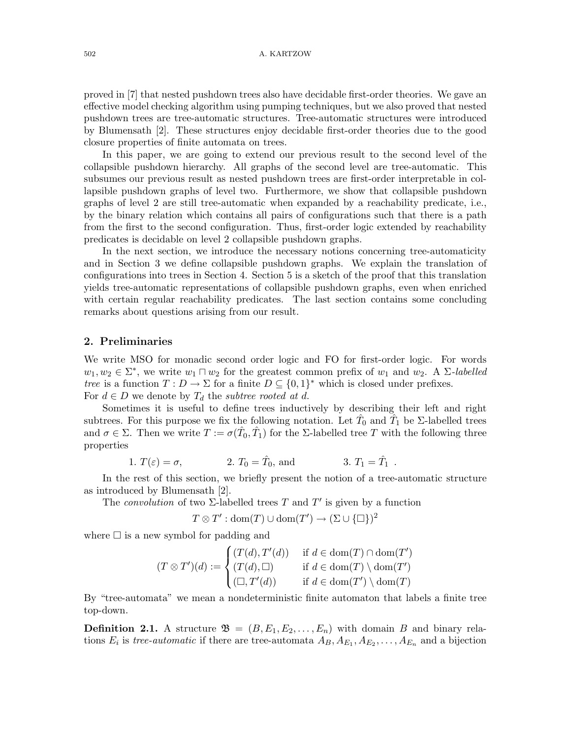proved in [7] that nested pushdown trees also have decidable first-order theories. We gave an effective model checking algorithm using pumping techniques, but we also proved that nested pushdown trees are tree-automatic structures. Tree-automatic structures were introduced by Blumensath [2]. These structures enjoy decidable first-order theories due to the good closure properties of finite automata on trees.

In this paper, we are going to extend our previous result to the second level of the collapsible pushdown hierarchy. All graphs of the second level are tree-automatic. This subsumes our previous result as nested pushdown trees are first-order interpretable in collapsible pushdown graphs of level two. Furthermore, we show that collapsible pushdown graphs of level 2 are still tree-automatic when expanded by a reachability predicate, i.e., by the binary relation which contains all pairs of configurations such that there is a path from the first to the second configuration. Thus, first-order logic extended by reachability predicates is decidable on level 2 collapsible pushdown graphs.

In the next section, we introduce the necessary notions concerning tree-automaticity and in Section 3 we define collapsible pushdown graphs. We explain the translation of configurations into trees in Section 4. Section 5 is a sketch of the proof that this translation yields tree-automatic representations of collapsible pushdown graphs, even when enriched with certain regular reachability predicates. The last section contains some concluding remarks about questions arising from our result.

## 2. Preliminaries

We write MSO for monadic second order logic and FO for first-order logic. For words $w_1, w_2 \in \Sigma^*$, we write $w_1 \sqcap w_2$ for the greatest common prefix of $w_1$ and $w_2$. A *$\Sigma$-labelled tree* is a function $T : D \to \Sigma$ for a finite $D \subseteq \{0,1\}^*$ which is closed under prefixes. For $d \in D$ we denote by $T_d$ the *subtree rooted at $d$*.

Sometimes it is useful to define trees inductively by describing their left and right subtrees. For this purpose we fix the following notation. Let $\hat{T}_0$ and $\hat{T}_1$ be $\Sigma$-labelled trees and $\sigma \in \Sigma$. Then we write $T := \sigma(\hat{T}_0, \hat{T}_1)$ for the $\Sigma$-labelled tree $T$ with the following three properties

1. $T(\varepsilon) = \sigma$, 2. $T_0 = \hat{T}_0$, and 3. $T_1 = \hat{T}_1$ .

In the rest of this section, we briefly present the notion of a tree-automatic structure as introduced by Blumensath [2].

The *convolution* of two $\Sigma$-labelled trees $T$ and $T'$ is given by a function

$$T \otimes T' : \mathrm{dom}(T) \cup \mathrm{dom}(T') \to (\Sigma \cup \{\Box\})^2$$

where $\Box$ is a new symbol for padding and

$$(T \otimes T')(d) := \begin{cases} (T(d), T'(d)) & \text{if } d \in \mathrm{dom}(T) \cap \mathrm{dom}(T') \\ (T(d), \Box) & \text{if } d \in \mathrm{dom}(T) \setminus \mathrm{dom}(T') \\ (\Box, T'(d)) & \text{if } d \in \mathrm{dom}(T') \setminus \mathrm{dom}(T) \end{cases}$$

By "tree-automata" we mean a nondeterministic finite automaton that labels a finite tree top-down.

**Definition 2.1.** A structure $\mathfrak{B} = (B, E_1, E_2, \ldots, E_n)$ with domain $B$ and binary relations $E_i$ is *tree-automatic* if there are tree-automata $A_B, A_{E_1}, A_{E_2}, \ldots, A_{E_n}$ and a bijection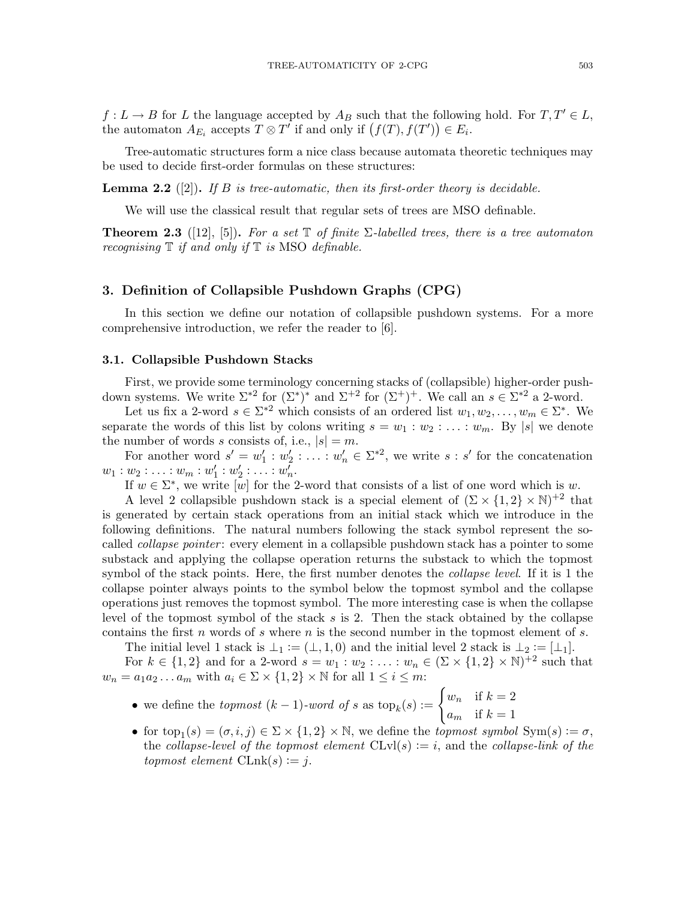$f : L \to B$ for $L$ the language accepted by $A_B$ such that the following hold. For $T, T' \in L$, the automaton $A_{E_i}$ accepts $T \otimes T'$ if and only if $\big(f(T), f(T')\big) \in E_i$.

Tree-automatic structures form a nice class because automata theoretic techniques may be used to decide first-order formulas on these structures:

**Lemma 2.2** ([2])**.** *If $B$ is tree-automatic, then its first-order theory is decidable.*

We will use the classical result that regular sets of trees are MSO definable.

**Theorem 2.3** ([12], [5])**.** *For a set $\mathbb{T}$ of finite $\Sigma$-labelled trees, there is a tree automaton recognising $\mathbb{T}$ if and only if $\mathbb{T}$ is* MSO *definable.*

## 3. Definition of Collapsible Pushdown Graphs (CPG)

In this section we define our notation of collapsible pushdown systems. For a more comprehensive introduction, we refer the reader to [6].

### 3.1. Collapsible Pushdown Stacks

First, we provide some terminology concerning stacks of (collapsible) higher-order pushdown systems. We write $\Sigma^{*2}$ for $(\Sigma^*)^*$ and $\Sigma^{+2}$ for $(\Sigma^+)^+$. We call an $s \in \Sigma^{*2}$ a 2-word.

Let us fix a 2-word $s \in \Sigma^{*2}$ which consists of an ordered list $w_1, w_2, \dots, w_m \in \Sigma^*$. We separate the words of this list by colons writing $s = w_1 : w_2 : \dots : w_m$. By $|s|$ we denote the number of words $s$ consists of, i.e., $|s| = m$.

For another word $s' = w'_1 : w'_2 : \dots : w'_n \in \Sigma^{*2}$, we write $s : s'$ for the concatenation $w_1 : w_2 : \dots : w_m : w'_1 : w'_2 : \dots : w'_n$.

If $w \in \Sigma^*$, we write $[w]$ for the 2-word that consists of a list of one word which is $w$.

A level 2 collapsible pushdown stack is a special element of $(\Sigma \times \{1,2\} \times \mathbb{N})^{+2}$ that is generated by certain stack operations from an initial stack which we introduce in the following definitions. The natural numbers following the stack symbol represent the so-called *collapse pointer*: every element in a collapsible pushdown stack has a pointer to some substack and applying the collapse operation returns the substack to which the topmost symbol of the stack points. Here, the first number denotes the *collapse level*. If it is 1 the collapse pointer always points to the symbol below the topmost symbol and the collapse operations just removes the topmost symbol. The more interesting case is when the collapse level of the topmost symbol of the stack $s$ is 2. Then the stack obtained by the collapse contains the first $n$ words of $s$ where $n$ is the second number in the topmost element of $s$.

The initial level 1 stack is $\bot_1 := (\bot, 1, 0)$ and the initial level 2 stack is $\bot_2 := [\bot_1]$.

For $k \in \{1,2\}$ and for a 2-word $s = w_1 : w_2 : \dots : w_n \in (\Sigma \times \{1,2\} \times \mathbb{N})^{+2}$ such that $w_n = a_1 a_2 \dots a_m$ with $a_i \in \Sigma \times \{1,2\} \times \mathbb{N}$ for all $1 \leq i \leq m$:

- we define the *topmost $(k-1)$-word of $s$* as $\mathrm{top}_k(s) := \begin{cases} w_n & \text{if } k = 2 \\ a_m & \text{if } k = 1 \end{cases}$
- for $\mathrm{top}_1(s) = (\sigma, i, j) \in \Sigma \times \{1,2\} \times \mathbb{N}$, we define the *topmost symbol* $\mathrm{Sym}(s) := \sigma$, the *collapse-level of the topmost element* $\mathrm{CLvl}(s) := i$, and the *collapse-link of the topmost element* $\mathrm{CLnk}(s) := j$.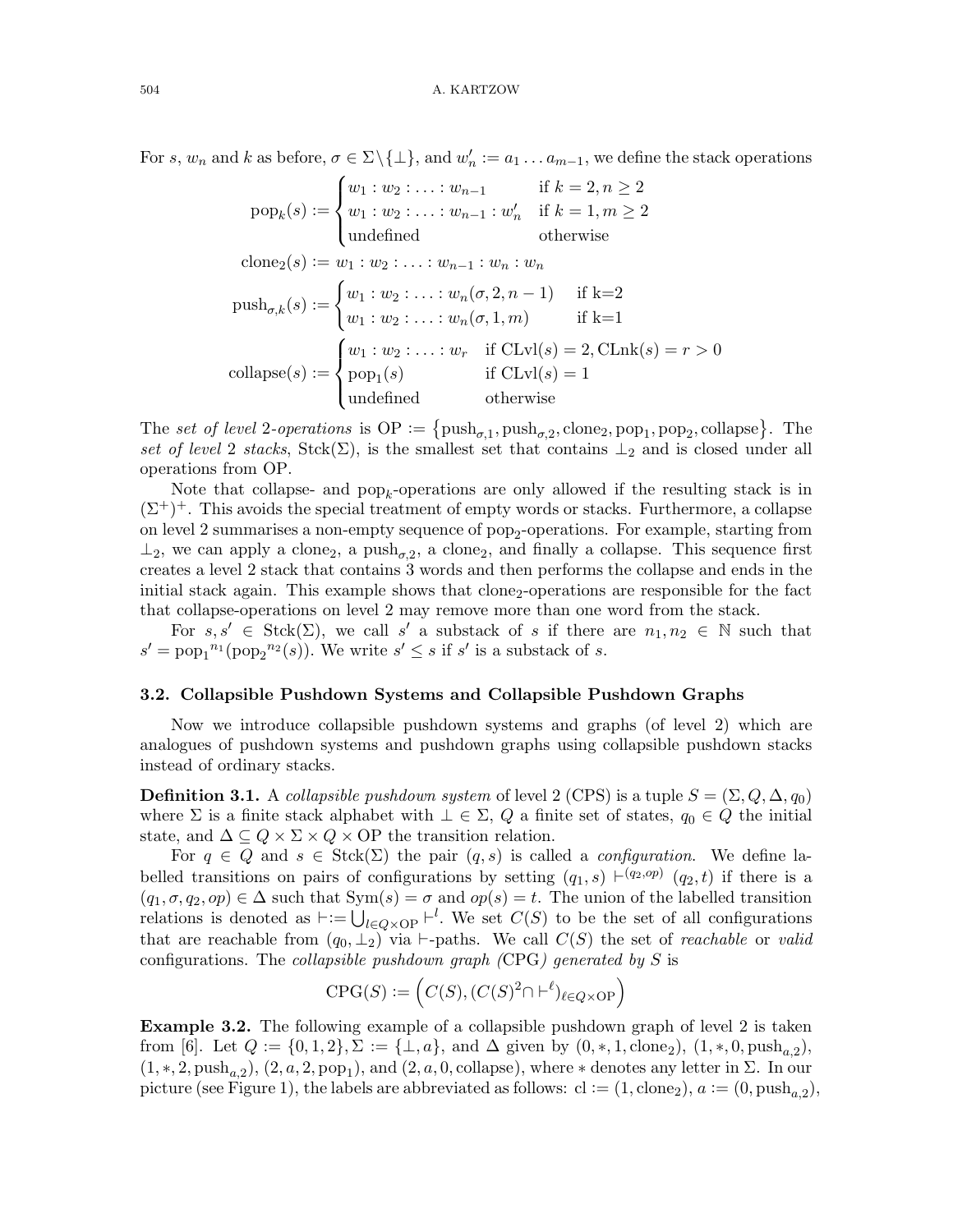For $s$, $w_n$ and $k$ as before, $\sigma \in \Sigma \setminus \{\bot\}$, and $w'_n := a_1 \dots a_{m-1}$, we define the stack operations

$$
\begin{aligned}
\mathrm{pop}_k(s) &:= \begin{cases} w_1 : w_2 : \ldots : w_{n-1} & \text{if } k=2, n \geq 2 \\ w_1 : w_2 : \ldots : w_{n-1} : w'_n & \text{if } k=1, m \geq 2 \\ \text{undefined} & \text{otherwise} \end{cases} \\
\mathrm{clone}_2(s) &:= w_1 : w_2 : \ldots : w_{n-1} : w_n : w_n \\
\mathrm{push}_{\sigma,k}(s) &:= \begin{cases} w_1 : w_2 : \ldots : w_n(\sigma, 2, n-1) & \text{if k=2} \\ w_1 : w_2 : \ldots : w_n(\sigma, 1, m) & \text{if k=1} \end{cases} \\
\mathrm{collapse}(s) &:= \begin{cases} w_1 : w_2 : \ldots : w_r & \text{if } \mathrm{CLvl}(s) = 2, \mathrm{CLnk}(s) = r > 0 \\ \mathrm{pop}_1(s) & \text{if } \mathrm{CLvl}(s) = 1 \\ \text{undefined} & \text{otherwise} \end{cases}
\end{aligned}
$$

The *set of level* 2*-operations* is $\mathrm{OP} := \{\mathrm{push}_{\sigma,1}, \mathrm{push}_{\sigma,2}, \mathrm{clone}_2, \mathrm{pop}_1, \mathrm{pop}_2, \mathrm{collapse}\}$. The *set of level* 2 *stacks*, $\mathrm{Stck}(\Sigma)$, is the smallest set that contains $\bot_2$ and is closed under all operations from OP.

Note that collapse- and $\mathrm{pop}_k$-operations are only allowed if the resulting stack is in $(\Sigma^+)^+$. This avoids the special treatment of empty words or stacks. Furthermore, a collapse on level 2 summarises a non-empty sequence of $\mathrm{pop}_2$-operations. For example, starting from $\bot_2$, we can apply a $\mathrm{clone}_2$, a $\mathrm{push}_{\sigma,2}$, a $\mathrm{clone}_2$, and finally a collapse. This sequence first creates a level 2 stack that contains 3 words and then performs the collapse and ends in the initial stack again. This example shows that $\mathrm{clone}_2$-operations are responsible for the fact that collapse-operations on level 2 may remove more than one word from the stack.

For $s, s' \in \mathrm{Stck}(\Sigma)$, we call $s'$ a substack of $s$ if there are $n_1, n_2 \in \mathbb{N}$ such that $s' = {\mathrm{pop}_1}^{n_1}({\mathrm{pop}_2}^{n_2}(s))$. We write $s' \leq s$ if $s'$ is a substack of $s$.

### 3.2. Collapsible Pushdown Systems and Collapsible Pushdown Graphs

Now we introduce collapsible pushdown systems and graphs (of level 2) which are analogues of pushdown systems and pushdown graphs using collapsible pushdown stacks instead of ordinary stacks.

**Definition 3.1.** A *collapsible pushdown system* of level 2 (CPS) is a tuple $S = (\Sigma, Q, \Delta, q_0)$ where $\Sigma$ is a finite stack alphabet with $\bot \in \Sigma$, $Q$ a finite set of states, $q_0 \in Q$ the initial state, and $\Delta \subseteq Q \times \Sigma \times Q \times \mathrm{OP}$ the transition relation.

For $q \in Q$ and $s \in \mathrm{Stck}(\Sigma)$ the pair $(q, s)$ is called a *configuration*. We define labelled transitions on pairs of configurations by setting $(q_1, s) \vdash^{(q_2, op)} (q_2, t)$ if there is a $(q_1, \sigma, q_2, op) \in \Delta$ such that $\mathrm{Sym}(s) = \sigma$ and $op(s) = t$. The union of the labelled transition relations is denoted as $\vdash := \bigcup_{l \in Q \times \mathrm{OP}} \vdash^l$. We set $C(S)$ to be the set of all configurations that are reachable from $(q_0, \bot_2)$ via $\vdash$-paths. We call $C(S)$ the set of *reachable* or *valid* configurations. The *collapsible pushdown graph (*CPG*) generated by* $S$ is

$$\mathrm{CPG}(S) := \Big( C(S), (C(S)^2 \cap \vdash^\ell)_{\ell \in Q \times \mathrm{OP}} \Big)$$

**Example 3.2.** The following example of a collapsible pushdown graph of level 2 is taken from [6]. Let $Q := \{0, 1, 2\}, \Sigma := \{\bot, a\}$, and $\Delta$ given by $(0, *, 1, \mathrm{clone}_2)$, $(1, *, 0, \mathrm{push}_{a,2})$, $(1, *, 2, \mathrm{push}_{a,2})$, $(2, a, 2, \mathrm{pop}_1)$, and $(2, a, 0, \mathrm{collapse})$, where $*$ denotes any letter in $\Sigma$. In our picture (see Figure 1), the labels are abbreviated as follows: $\mathrm{cl} := (1, \mathrm{clone}_2)$, $a := (0, \mathrm{push}_{a,2})$,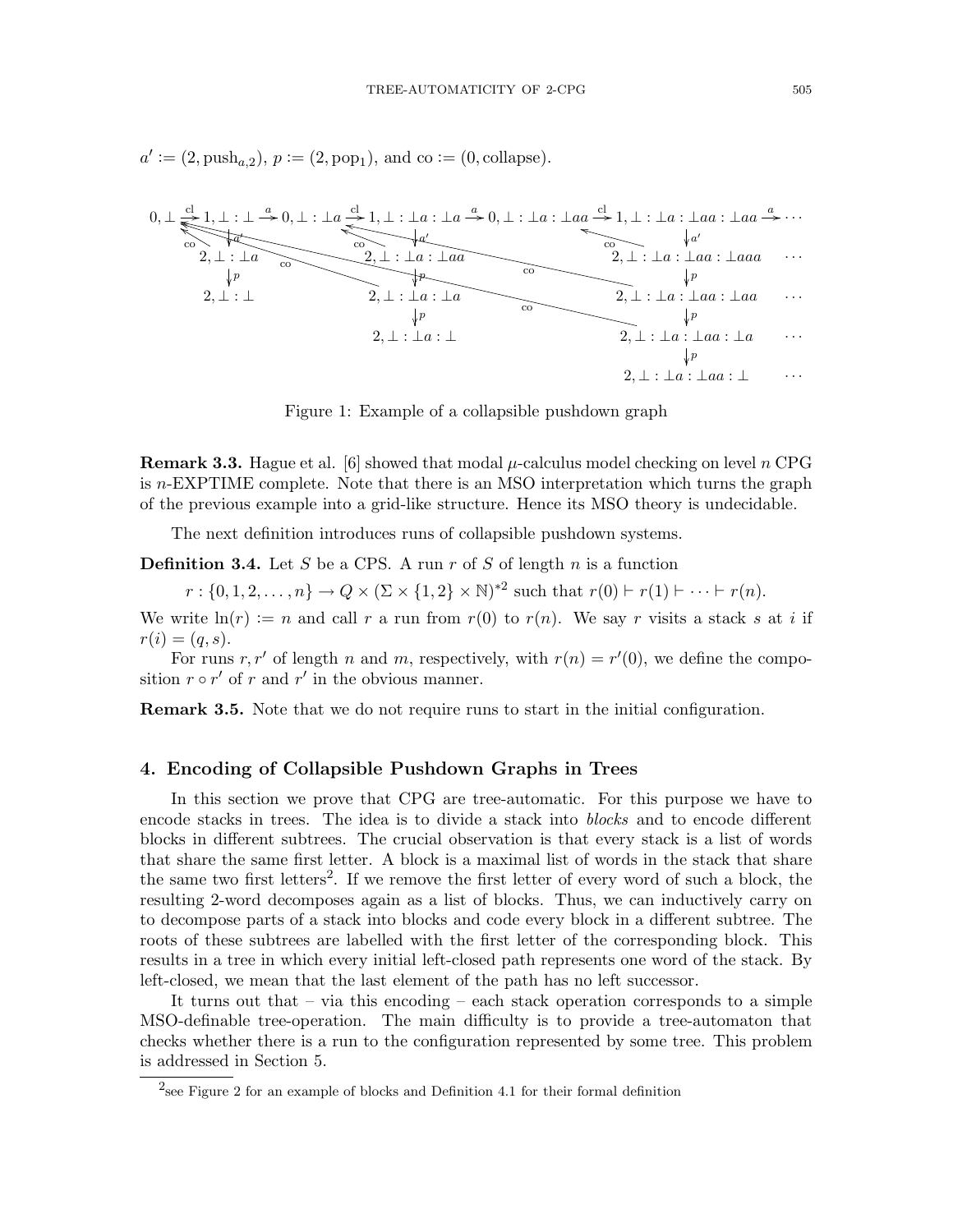$a' := (2, \text{push}_{a,2})$, $p := (2, \text{pop}_1)$, and $\text{co} := (0, \text{collapse})$.

Figure 1: Example of a collapsible pushdown graph

**Remark 3.3.** Hague et al. [6] showed that modal $\mu$-calculus model checking on level $n$ CPG is $n$-EXPTIME complete. Note that there is an MSO interpretation which turns the graph of the previous example into a grid-like structure. Hence its MSO theory is undecidable.

The next definition introduces runs of collapsible pushdown systems.

**Definition 3.4.** Let $S$ be a CPS. A run $r$ of $S$ of length $n$ is a function

$$r : \{0, 1, 2, \ldots, n\} \to Q \times (\Sigma \times \{1, 2\} \times \mathbb{N})^{*2} \text{ such that } r(0) \vdash r(1) \vdash \cdots \vdash r(n).$$

We write $\ln(r) := n$ and call $r$ a run from $r(0)$ to $r(n)$. We say $r$ visits a stack $s$ at $i$ if $r(i) = (q, s)$.

For runs $r, r'$ of length $n$ and $m$, respectively, with $r(n) = r'(0)$, we define the composition $r \circ r'$ of $r$ and $r'$ in the obvious manner.

**Remark 3.5.** Note that we do not require runs to start in the initial configuration.

## 4. Encoding of Collapsible Pushdown Graphs in Trees

In this section we prove that CPG are tree-automatic. For this purpose we have to encode stacks in trees. The idea is to divide a stack into *blocks* and to encode different blocks in different subtrees. The crucial observation is that every stack is a list of words that share the same first letter. A block is a maximal list of words in the stack that share the same two first letters[2]. If we remove the first letter of every word of such a block, the resulting 2-word decomposes again as a list of blocks. Thus, we can inductively carry on to decompose parts of a stack into blocks and code every block in a different subtree. The roots of these subtrees are labelled with the first letter of the corresponding block. This results in a tree in which every initial left-closed path represents one word of the stack. By left-closed, we mean that the last element of the path has no left successor.

It turns out that – via this encoding – each stack operation corresponds to a simple MSO-definable tree-operation. The main difficulty is to provide a tree-automaton that checks whether there is a run to the configuration represented by some tree. This problem is addressed in Section 5.

[2] see Figure 2 for an example of blocks and Definition 4.1 for their formal definition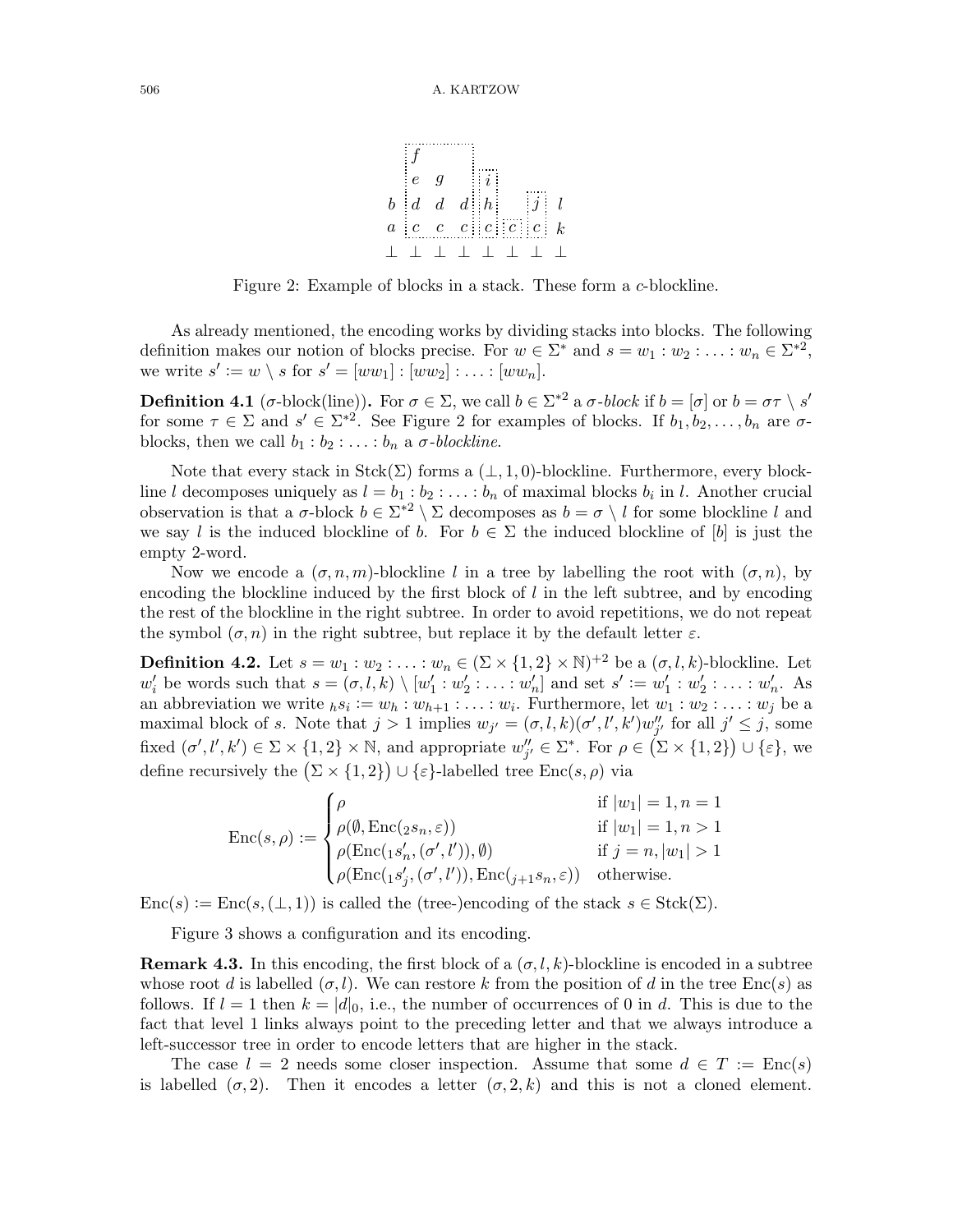```
        f
        e  g         i
  b     d  d  d      h        j   l
  a     c  c  c      c    c   c   k
  ⊥     ⊥  ⊥  ⊥      ⊥    ⊥   ⊥   ⊥
```

Figure 2: Example of blocks in a stack. These form a $c$-blockline.

As already mentioned, the encoding works by dividing stacks into blocks. The following definition makes our notion of blocks precise. For $w \in \Sigma^*$ and $s = w_1 : w_2 : \ldots : w_n \in \Sigma^{*2}$, we write $s' := w \setminus s$ for $s' = [ww_1] : [ww_2] : \ldots : [ww_n]$.

**Definition 4.1** ($\sigma$-block(line))**.** For $\sigma \in \Sigma$, we call $b \in \Sigma^{*2}$ a *$\sigma$-block* if $b = [\sigma]$ or $b = \sigma\tau \setminus s'$ for some $\tau \in \Sigma$ and $s' \in \Sigma^{*2}$. See Figure 2 for examples of blocks. If $b_1, b_2, \ldots, b_n$ are $\sigma$-blocks, then we call $b_1 : b_2 : \ldots : b_n$ a *$\sigma$-blockline*.

Note that every stack in $\mathrm{Stck}(\Sigma)$ forms a $(\bot, 1, 0)$-blockline. Furthermore, every blockline $l$ decomposes uniquely as $l = b_1 : b_2 : \ldots : b_n$ of maximal blocks $b_i$ in $l$. Another crucial observation is that a $\sigma$-block $b \in \Sigma^{*2} \setminus \Sigma$ decomposes as $b = \sigma \setminus l$ for some blockline $l$ and we say $l$ is the induced blockline of $b$. For $b \in \Sigma$ the induced blockline of $[b]$ is just the empty 2-word.

Now we encode a $(\sigma, n, m)$-blockline $l$ in a tree by labelling the root with $(\sigma, n)$, by encoding the blockline induced by the first block of $l$ in the left subtree, and by encoding the rest of the blockline in the right subtree. In order to avoid repetitions, we do not repeat the symbol $(\sigma, n)$ in the right subtree, but replace it by the default letter $\varepsilon$.

**Definition 4.2.** Let $s = w_1 : w_2 : \ldots : w_n \in (\Sigma \times \{1,2\} \times \mathbb{N})^{+2}$ be a $(\sigma, l, k)$-blockline. Let $w'_i$ be words such that $s = (\sigma, l, k) \setminus [w'_1 : w'_2 : \ldots : w'_n]$ and set $s' := w'_1 : w'_2 : \ldots : w'_n$. As an abbreviation we write ${}_hs_i := w_h : w_{h+1} : \ldots : w_i$. Furthermore, let $w_1 : w_2 : \ldots : w_j$ be a maximal block of $s$. Note that $j > 1$ implies $w_{j'} = (\sigma, l, k)(\sigma', l', k')w''_{j'}$ for all $j' \leq j$, some fixed $(\sigma', l', k') \in \Sigma \times \{1,2\} \times \mathbb{N}$, and appropriate $w''_{j'} \in \Sigma^*$. For $\rho \in \big(\Sigma \times \{1,2\}\big) \cup \{\varepsilon\}$, we define recursively the $\big(\Sigma \times \{1,2\}\big) \cup \{\varepsilon\}$-labelled tree $\mathrm{Enc}(s, \rho)$ via

$$\mathrm{Enc}(s, \rho) := \begin{cases} \rho & \text{if } |w_1| = 1, n = 1 \\ \rho(\emptyset, \mathrm{Enc}({}_2s_n, \varepsilon)) & \text{if } |w_1| = 1, n > 1 \\ \rho(\mathrm{Enc}({}_1s'_n, (\sigma', l')), \emptyset) & \text{if } j = n, |w_1| > 1 \\ \rho(\mathrm{Enc}({}_1s'_j, (\sigma', l')), \mathrm{Enc}({}_{j+1}s_n, \varepsilon)) & \text{otherwise.} \end{cases}$$

$\mathrm{Enc}(s) := \mathrm{Enc}(s, (\bot, 1))$ is called the (tree-)encoding of the stack $s \in \mathrm{Stck}(\Sigma)$.

Figure 3 shows a configuration and its encoding.

**Remark 4.3.** In this encoding, the first block of a $(\sigma, l, k)$-blockline is encoded in a subtree whose root $d$ is labelled $(\sigma, l)$. We can restore $k$ from the position of $d$ in the tree $\mathrm{Enc}(s)$ as follows. If $l = 1$ then $k = |d|_0$, i.e., the number of occurrences of 0 in $d$. This is due to the fact that level 1 links always point to the preceding letter and that we always introduce a left-successor tree in order to encode letters that are higher in the stack.

The case $l = 2$ needs some closer inspection. Assume that some $d \in T := \mathrm{Enc}(s)$ is labelled $(\sigma, 2)$. Then it encodes a letter $(\sigma, 2, k)$ and this is not a cloned element.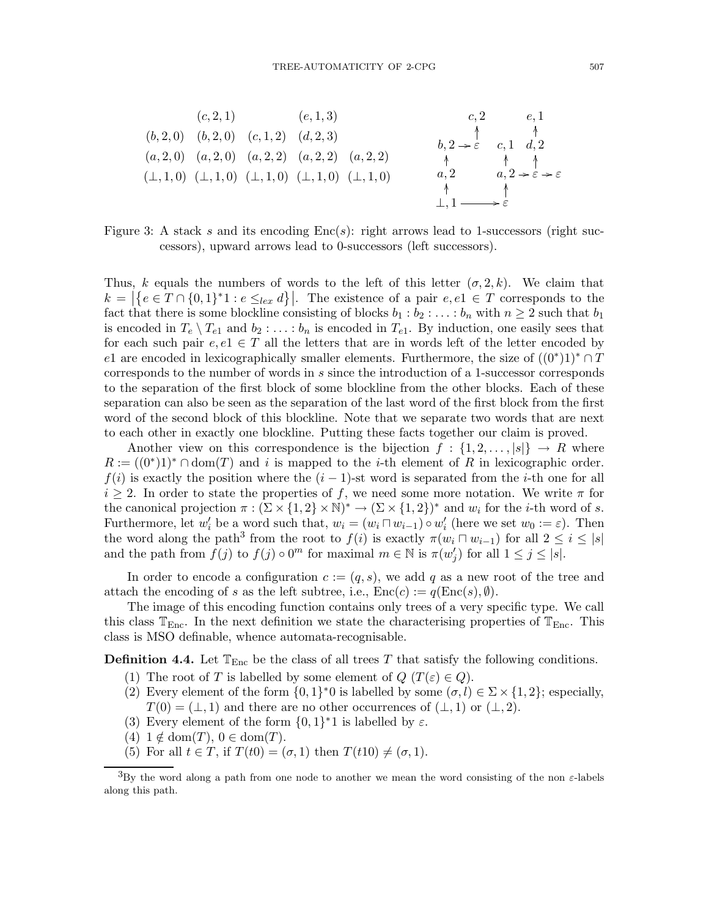| $(c,2,1)$ | | $(e,1,3)$ | | |
|---|---|---|---|---|
| $(b,2,0)$ | $(b,2,0)$ | $(c,1,2)$ | $(d,2,3)$ | |
| $(a,2,0)$ | $(a,2,0)$ | $(a,2,2)$ | $(a,2,2)$ | $(a,2,2)$ |
| $(\bot,1,0)$ | $(\bot,1,0)$ | $(\bot,1,0)$ | $(\bot,1,0)$ | $(\bot,1,0)$ |

Figure 3: A stack $s$ and its encoding $\mathrm{Enc}(s)$: right arrows lead to 1-successors (right successors), upward arrows lead to 0-successors (left successors).

Thus, $k$ equals the numbers of words to the left of this letter $(\sigma, 2, k)$. We claim that $k = \left|\left\{e \in T \cap \{0,1\}^*1 : e \leq_{lex} d\right\}\right|$. The existence of a pair $e, e1 \in T$ corresponds to the fact that there is some blockline consisting of blocks $b_1 : b_2 : \ldots : b_n$ with $n \geq 2$ such that $b_1$ is encoded in $T_e \setminus T_{e1}$ and $b_2 : \ldots : b_n$ is encoded in $T_{e1}$. By induction, one easily sees that for each such pair $e, e1 \in T$ all the letters that are in words left of the letter encoded by $e1$ are encoded in lexicographically smaller elements. Furthermore, the size of $((0^*)1)^* \cap T$ corresponds to the number of words in $s$ since the introduction of a 1-successor corresponds to the separation of the first block of some blockline from the other blocks. Each of these separation can also be seen as the separation of the last word of the first block from the first word of the second block of this blockline. Note that we separate two words that are next to each other in exactly one blockline. Putting these facts together our claim is proved.

Another view on this correspondence is the bijection $f : \{1, 2, \ldots, |s|\} \to R$ where $R := ((0^*)1)^* \cap \mathrm{dom}(T)$ and $i$ is mapped to the $i$-th element of $R$ in lexicographic order. $f(i)$ is exactly the position where the $(i-1)$-st word is separated from the $i$-th one for all $i \geq 2$. In order to state the properties of $f$, we need some more notation. We write $\pi$ for the canonical projection $\pi : (\Sigma \times \{1,2\} \times \mathbb{N})^* \to (\Sigma \times \{1,2\})^*$ and $w_i$ for the $i$-th word of $s$. Furthermore, let $w_i'$ be a word such that, $w_i = (w_i \sqcap w_{i-1}) \circ w_i'$ (here we set $w_0 := \varepsilon$). Then the word along the path[3] from the root to $f(i)$ is exactly $\pi(w_i \sqcap w_{i-1})$ for all $2 \leq i \leq |s|$ and the path from $f(j)$ to $f(j) \circ 0^m$ for maximal $m \in \mathbb{N}$ is $\pi(w_j')$ for all $1 \leq j \leq |s|$.

In order to encode a configuration $c := (q, s)$, we add $q$ as a new root of the tree and attach the encoding of $s$ as the left subtree, i.e., $\mathrm{Enc}(c) := q(\mathrm{Enc}(s), \emptyset)$.

The image of this encoding function contains only trees of a very specific type. We call this class $\mathbb{T}_{\mathrm{Enc}}$. In the next definition we state the characterising properties of $\mathbb{T}_{\mathrm{Enc}}$. This class is MSO definable, whence automata-recognisable.

**Definition 4.4.** Let $\mathbb{T}_{\mathrm{Enc}}$ be the class of all trees $T$ that satisfy the following conditions.

(1) The root of $T$ is labelled by some element of $Q$ ($T(\varepsilon) \in Q$).
(2) Every element of the form $\{0,1\}^*0$ is labelled by some $(\sigma, l) \in \Sigma \times \{1,2\}$; especially, $T(0) = (\bot, 1)$ and there are no other occurrences of $(\bot, 1)$ or $(\bot, 2)$.
(3) Every element of the form $\{0,1\}^*1$ is labelled by $\varepsilon$.
(4) $1 \notin \mathrm{dom}(T)$, $0 \in \mathrm{dom}(T)$.
(5) For all $t \in T$, if $T(t0) = (\sigma, 1)$ then $T(t10) \neq (\sigma, 1)$.

[3] By the word along a path from one node to another we mean the word consisting of the non $\varepsilon$-labels along this path.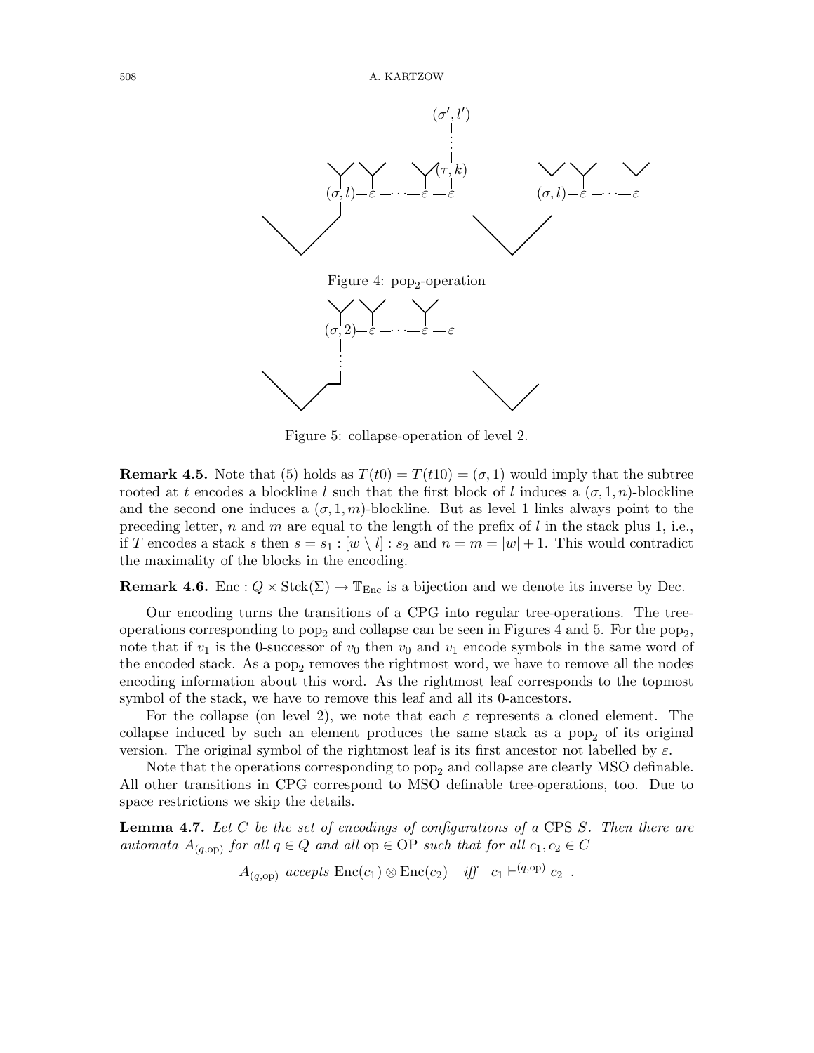Figure 4: $\text{pop}_2$-operation

Figure 5: collapse-operation of level 2.

**Remark 4.5.** Note that (5) holds as $T(t0) = T(t10) = (\sigma, 1)$ would imply that the subtree rooted at $t$ encodes a blockline $l$ such that the first block of $l$ induces a $(\sigma, 1, n)$-blockline and the second one induces a $(\sigma, 1, m)$-blockline. But as level 1 links always point to the preceding letter, $n$ and $m$ are equal to the length of the prefix of $l$ in the stack plus 1, i.e., if $T$ encodes a stack $s$ then $s = s_1 : [w \setminus l] : s_2$ and $n = m = |w| + 1$. This would contradict the maximality of the blocks in the encoding.

**Remark 4.6.** $\text{Enc} : Q \times \text{Stck}(\Sigma) \to \mathbb{T}_{\text{Enc}}$ is a bijection and we denote its inverse by Dec.

Our encoding turns the transitions of a CPG into regular tree-operations. The tree-operations corresponding to $\text{pop}_2$ and collapse can be seen in Figures 4 and 5. For the $\text{pop}_2$, note that if $v_1$ is the 0-successor of $v_0$ then $v_0$ and $v_1$ encode symbols in the same word of the encoded stack. As a $\text{pop}_2$ removes the rightmost word, we have to remove all the nodes encoding information about this word. As the rightmost leaf corresponds to the topmost symbol of the stack, we have to remove this leaf and all its 0-ancestors.

For the collapse (on level 2), we note that each $\varepsilon$ represents a cloned element. The collapse induced by such an element produces the same stack as a $\text{pop}_2$ of its original version. The original symbol of the rightmost leaf is its first ancestor not labelled by $\varepsilon$.

Note that the operations corresponding to $\text{pop}_2$ and collapse are clearly MSO definable. All other transitions in CPG correspond to MSO definable tree-operations, too. Due to space restrictions we skip the details.

**Lemma 4.7.** *Let $C$ be the set of encodings of configurations of a* CPS *$S$. Then there are automata $A_{(q,\text{op})}$ for all $q \in Q$ and all $\text{op} \in \text{OP}$ such that for all $c_1, c_2 \in C$*

$$A_{(q,\text{op})} \textit{ accepts } \text{Enc}(c_1) \otimes \text{Enc}(c_2) \quad \textit{iff} \quad c_1 \vdash^{(q,\text{op})} c_2 \ .$$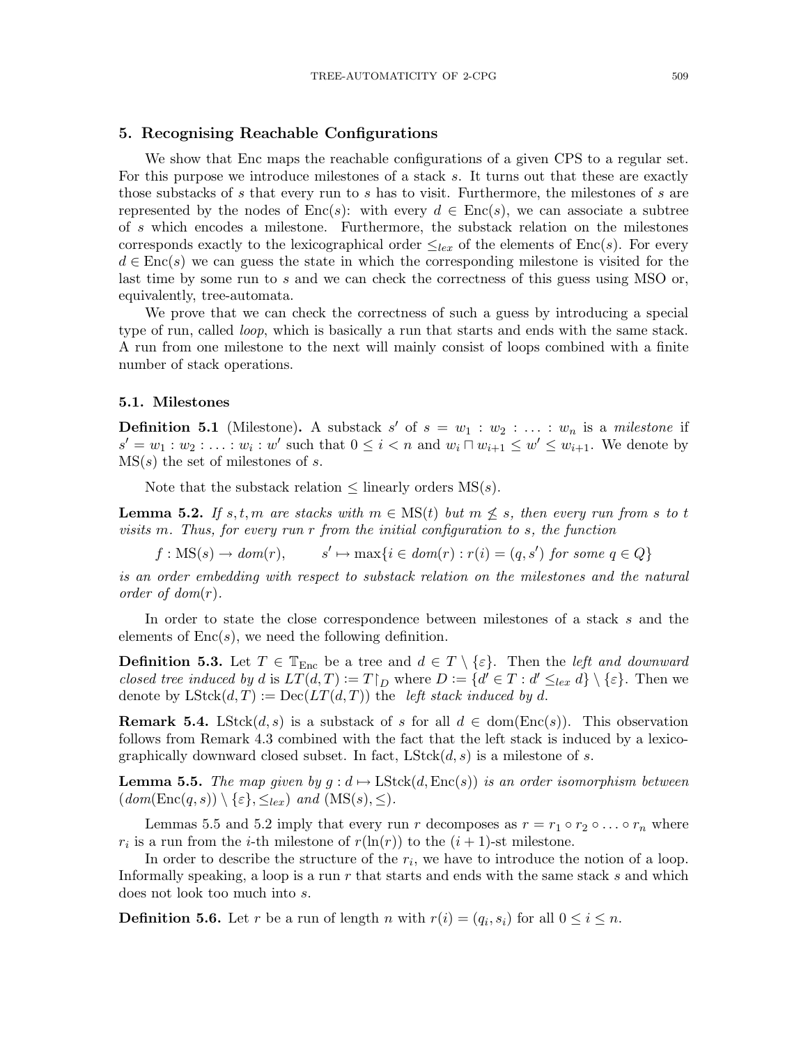## 5. Recognising Reachable Configurations

We show that Enc maps the reachable configurations of a given CPS to a regular set. For this purpose we introduce milestones of a stack $s$. It turns out that these are exactly those substacks of $s$ that every run to $s$ has to visit. Furthermore, the milestones of $s$ are represented by the nodes of $\mathrm{Enc}(s)$: with every $d \in \mathrm{Enc}(s)$, we can associate a subtree of $s$ which encodes a milestone. Furthermore, the substack relation on the milestones corresponds exactly to the lexicographical order $\leq_{lex}$ of the elements of $\mathrm{Enc}(s)$. For every $d \in \mathrm{Enc}(s)$ we can guess the state in which the corresponding milestone is visited for the last time by some run to $s$ and we can check the correctness of this guess using MSO or, equivalently, tree-automata.

We prove that we can check the correctness of such a guess by introducing a special type of run, called *loop*, which is basically a run that starts and ends with the same stack. A run from one milestone to the next will mainly consist of loops combined with a finite number of stack operations.

### 5.1. Milestones

**Definition 5.1** (Milestone)**.** A substack $s'$ of $s = w_1 : w_2 : \ldots : w_n$ is a *milestone* if $s' = w_1 : w_2 : \ldots : w_i : w'$ such that $0 \leq i < n$ and $w_i \sqcap w_{i+1} \leq w' \leq w_{i+1}$. We denote by $\mathrm{MS}(s)$ the set of milestones of $s$.

Note that the substack relation $\leq$ linearly orders $\mathrm{MS}(s)$.

**Lemma 5.2.** *If $s, t, m$ are stacks with $m \in \mathrm{MS}(t)$ but $m \not\leq s$, then every run from $s$ to $t$ visits $m$. Thus, for every run $r$ from the initial configuration to $s$, the function*

$$f : \mathrm{MS}(s) \to dom(r), \qquad s' \mapsto \max\{i \in dom(r) : r(i) = (q, s') \text{ for some } q \in Q\}$$

*is an order embedding with respect to substack relation on the milestones and the natural order of $dom(r)$.*

In order to state the close correspondence between milestones of a stack $s$ and the elements of $\mathrm{Enc}(s)$, we need the following definition.

**Definition 5.3.** Let $T \in \mathbb{T}_{\mathrm{Enc}}$ be a tree and $d \in T \setminus \{\varepsilon\}$. Then the *left and downward closed tree induced by* $d$ is $LT(d,T) := T{\restriction_D}$ where $D := \{d' \in T : d' \leq_{lex} d\} \setminus \{\varepsilon\}$. Then we denote by $\mathrm{LStck}(d,T) := \mathrm{Dec}(LT(d,T))$ the *left stack induced by $d$*.

**Remark 5.4.** $\mathrm{LStck}(d,s)$ is a substack of $s$ for all $d \in \mathrm{dom}(\mathrm{Enc}(s))$. This observation follows from Remark 4.3 combined with the fact that the left stack is induced by a lexicographically downward closed subset. In fact, $\mathrm{LStck}(d,s)$ is a milestone of $s$.

**Lemma 5.5.** *The map given by $g : d \mapsto \mathrm{LStck}(d, \mathrm{Enc}(s))$ is an order isomorphism between $(dom(\mathrm{Enc}(q,s)) \setminus \{\varepsilon\}, \leq_{lex})$ and $(\mathrm{MS}(s), \leq)$.*

Lemmas 5.5 and 5.2 imply that every run $r$ decomposes as $r = r_1 \circ r_2 \circ \ldots \circ r_n$ where $r_i$ is a run from the $i$-th milestone of $r(\ln(r))$ to the $(i+1)$-st milestone.

In order to describe the structure of the $r_i$, we have to introduce the notion of a loop. Informally speaking, a loop is a run $r$ that starts and ends with the same stack $s$ and which does not look too much into $s$.

**Definition 5.6.** Let $r$ be a run of length $n$ with $r(i) = (q_i, s_i)$ for all $0 \leq i \leq n$.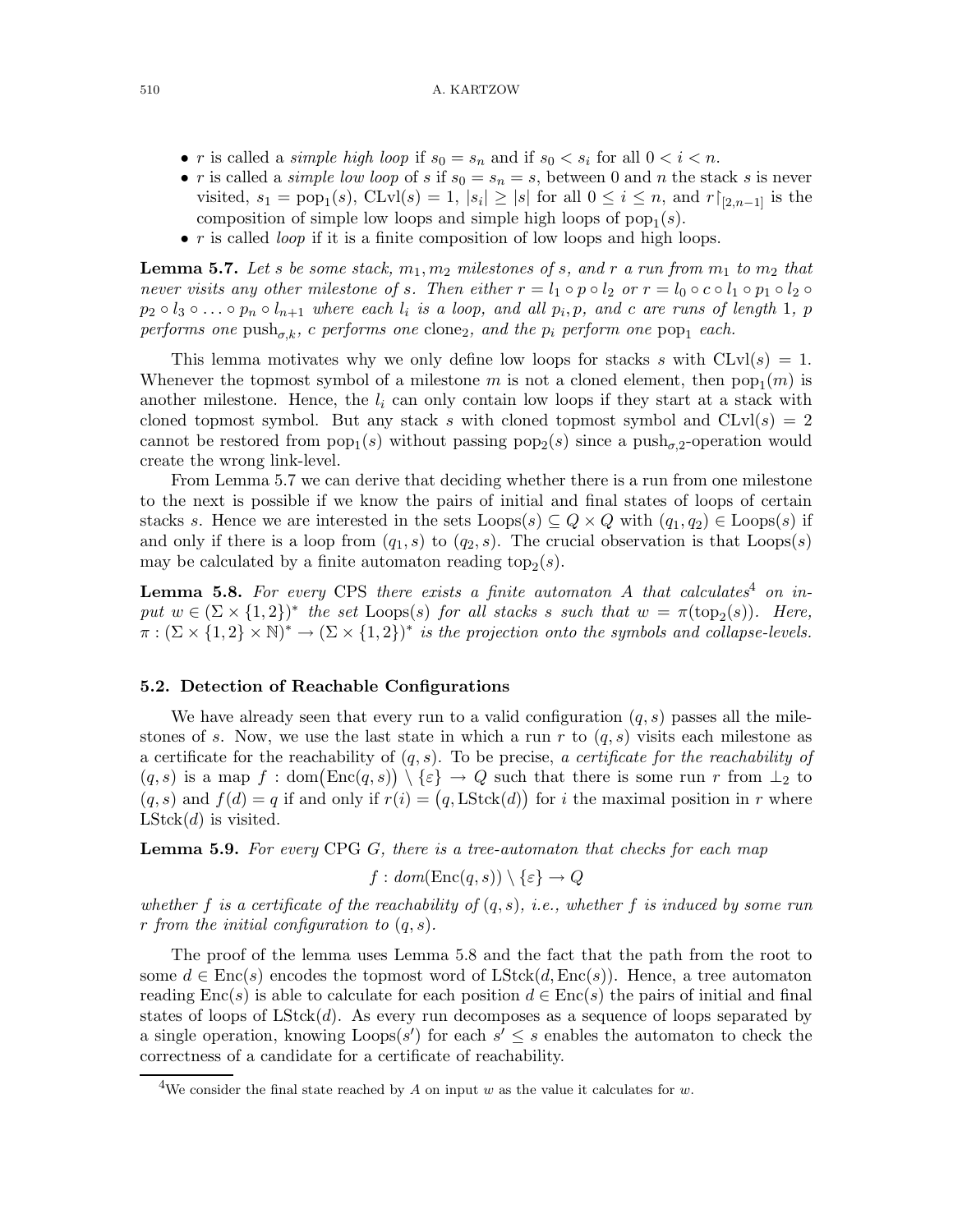- $r$ is called a *simple high loop* if $s_0 = s_n$ and if $s_0 < s_i$ for all $0 < i < n$.
- $r$ is called a *simple low loop* of $s$ if $s_0 = s_n = s$, between 0 and $n$ the stack $s$ is never visited, $s_1 = \text{pop}_1(s)$, $\text{CLvl}(s) = 1$, $|s_i| \geq |s|$ for all $0 \leq i \leq n$, and $r{\restriction}_{[2,n-1]}$ is the composition of simple low loops and simple high loops of $\text{pop}_1(s)$.
- $r$ is called *loop* if it is a finite composition of low loops and high loops.

**Lemma 5.7.** *Let $s$ be some stack, $m_1, m_2$ milestones of $s$, and $r$ a run from $m_1$ to $m_2$ that never visits any other milestone of $s$. Then either $r = l_1 \circ p \circ l_2$ or $r = l_0 \circ c \circ l_1 \circ p_1 \circ l_2 \circ p_2 \circ l_3 \circ \ldots \circ p_n \circ l_{n+1}$ where each $l_i$ is a loop, and all $p_i, p$, and $c$ are runs of length 1, $p$ performs one $\text{push}_{\sigma,k}$, $c$ performs one $\text{clone}_2$, and the $p_i$ perform one $\text{pop}_1$ each.*

This lemma motivates why we only define low loops for stacks $s$ with $\text{CLvl}(s) = 1$. Whenever the topmost symbol of a milestone $m$ is not a cloned element, then $\text{pop}_1(m)$ is another milestone. Hence, the $l_i$ can only contain low loops if they start at a stack with cloned topmost symbol. But any stack $s$ with cloned topmost symbol and $\text{CLvl}(s) = 2$ cannot be restored from $\text{pop}_1(s)$ without passing $\text{pop}_2(s)$ since a $\text{push}_{\sigma,2}$-operation would create the wrong link-level.

From Lemma 5.7 we can derive that deciding whether there is a run from one milestone to the next is possible if we know the pairs of initial and final states of loops of certain stacks $s$. Hence we are interested in the sets $\text{Loops}(s) \subseteq Q \times Q$ with $(q_1, q_2) \in \text{Loops}(s)$ if and only if there is a loop from $(q_1, s)$ to $(q_2, s)$. The crucial observation is that $\text{Loops}(s)$ may be calculated by a finite automaton reading $\text{top}_2(s)$.

**Lemma 5.8.** *For every* CPS *there exists a finite automaton $A$ that calculates*[4] *on input $w \in (\Sigma \times \{1,2\})^*$ the set $\text{Loops}(s)$ for all stacks $s$ such that $w = \pi(\text{top}_2(s))$. Here, $\pi : (\Sigma \times \{1,2\} \times \mathbb{N})^* \to (\Sigma \times \{1,2\})^*$ is the projection onto the symbols and collapse-levels.*

### 5.2. Detection of Reachable Configurations

We have already seen that every run to a valid configuration $(q, s)$ passes all the milestones of $s$. Now, we use the last state in which a run $r$ to $(q, s)$ visits each milestone as a certificate for the reachability of $(q, s)$. To be precise, *a certificate for the reachability of* $(q, s)$ is a map $f : \text{dom}\big(\text{Enc}(q, s)\big) \setminus \{\varepsilon\} \to Q$ such that there is some run $r$ from $\perp_2$ to $(q, s)$ and $f(d) = q$ if and only if $r(i) = \big(q, \text{LStck}(d)\big)$ for $i$ the maximal position in $r$ where $\text{LStck}(d)$ is visited.

**Lemma 5.9.** *For every* CPG *$G$, there is a tree-automaton that checks for each map*

$$f : dom(\text{Enc}(q, s)) \setminus \{\varepsilon\} \to Q$$

*whether $f$ is a certificate of the reachability of $(q, s)$, i.e., whether $f$ is induced by some run $r$ from the initial configuration to $(q, s)$.*

The proof of the lemma uses Lemma 5.8 and the fact that the path from the root to some $d \in \text{Enc}(s)$ encodes the topmost word of $\text{LStck}(d, \text{Enc}(s))$. Hence, a tree automaton reading $\text{Enc}(s)$ is able to calculate for each position $d \in \text{Enc}(s)$ the pairs of initial and final states of loops of $\text{LStck}(d)$. As every run decomposes as a sequence of loops separated by a single operation, knowing $\text{Loops}(s')$ for each $s' \leq s$ enables the automaton to check the correctness of a candidate for a certificate of reachability.

[4] We consider the final state reached by $A$ on input $w$ as the value it calculates for $w$.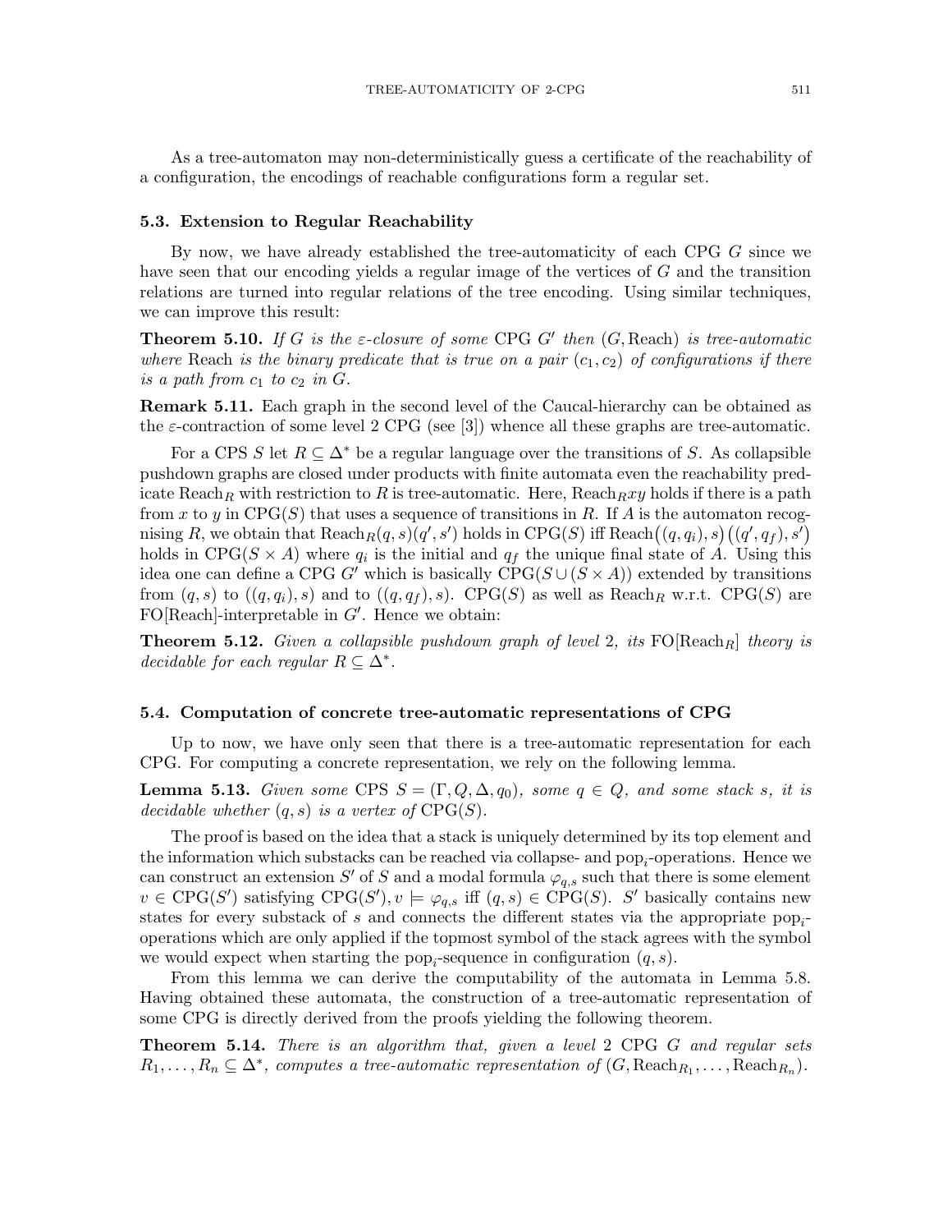As a tree-automaton may non-deterministically guess a certificate of the reachability of a configuration, the encodings of reachable configurations form a regular set.

### 5.3. Extension to Regular Reachability

By now, we have already established the tree-automaticity of each CPG $G$ since we have seen that our encoding yields a regular image of the vertices of $G$ and the transition relations are turned into regular relations of the tree encoding. Using similar techniques, we can improve this result:

**Theorem 5.10.** *If $G$ is the $\varepsilon$-closure of some* CPG *$G'$ then $(G, \mathrm{Reach})$ is tree-automatic where* Reach *is the binary predicate that is true on a pair $(c_1, c_2)$ of configurations if there is a path from $c_1$ to $c_2$ in $G$.*

**Remark 5.11.** Each graph in the second level of the Caucal-hierarchy can be obtained as the $\varepsilon$-contraction of some level 2 CPG (see [3]) whence all these graphs are tree-automatic.

For a CPS $S$ let $R \subseteq \Delta^*$ be a regular language over the transitions of $S$. As collapsible pushdown graphs are closed under products with finite automata even the reachability predicate $\mathrm{Reach}_R$ with restriction to $R$ is tree-automatic. Here, $\mathrm{Reach}_R xy$ holds if there is a path from $x$ to $y$ in $\mathrm{CPG}(S)$ that uses a sequence of transitions in $R$. If $A$ is the automaton recognising $R$, we obtain that $\mathrm{Reach}_R(q,s)(q',s')$ holds in $\mathrm{CPG}(S)$ iff $\mathrm{Reach}\big((q,q_i),s\big)\big((q',q_f),s'\big)$ holds in $\mathrm{CPG}(S \times A)$ where $q_i$ is the initial and $q_f$ the unique final state of $A$. Using this idea one can define a CPG $G'$ which is basically $\mathrm{CPG}(S \cup (S \times A))$ extended by transitions from $(q,s)$ to $((q,q_i),s)$ and to $((q,q_f),s)$. $\mathrm{CPG}(S)$ as well as $\mathrm{Reach}_R$ w.r.t. $\mathrm{CPG}(S)$ are FO[Reach]-interpretable in $G'$. Hence we obtain:

**Theorem 5.12.** *Given a collapsible pushdown graph of level* 2*, its* $\mathrm{FO}[\mathrm{Reach}_R]$ *theory is decidable for each regular $R \subseteq \Delta^*$.*

### 5.4. Computation of concrete tree-automatic representations of CPG

Up to now, we have only seen that there is a tree-automatic representation for each CPG. For computing a concrete representation, we rely on the following lemma.

**Lemma 5.13.** *Given some* CPS *$S = (\Gamma, Q, \Delta, q_0)$, some $q \in Q$, and some stack $s$, it is decidable whether $(q,s)$ is a vertex of* $\mathrm{CPG}(S)$.

The proof is based on the idea that a stack is uniquely determined by its top element and the information which substacks can be reached via collapse- and $\mathrm{pop}_i$-operations. Hence we can construct an extension $S'$ of $S$ and a modal formula $\varphi_{q,s}$ such that there is some element $v \in \mathrm{CPG}(S')$ satisfying $\mathrm{CPG}(S'), v \models \varphi_{q,s}$ iff $(q,s) \in \mathrm{CPG}(S)$. $S'$ basically contains new states for every substack of $s$ and connects the different states via the appropriate $\mathrm{pop}_i$-operations which are only applied if the topmost symbol of the stack agrees with the symbol we would expect when starting the $\mathrm{pop}_i$-sequence in configuration $(q,s)$.

From this lemma we can derive the computability of the automata in Lemma 5.8. Having obtained these automata, the construction of a tree-automatic representation of some CPG is directly derived from the proofs yielding the following theorem.

**Theorem 5.14.** *There is an algorithm that, given a level* 2 CPG *$G$ and regular sets $R_1, \dots, R_n \subseteq \Delta^*$, computes a tree-automatic representation of $(G, \mathrm{Reach}_{R_1}, \dots, \mathrm{Reach}_{R_n})$.*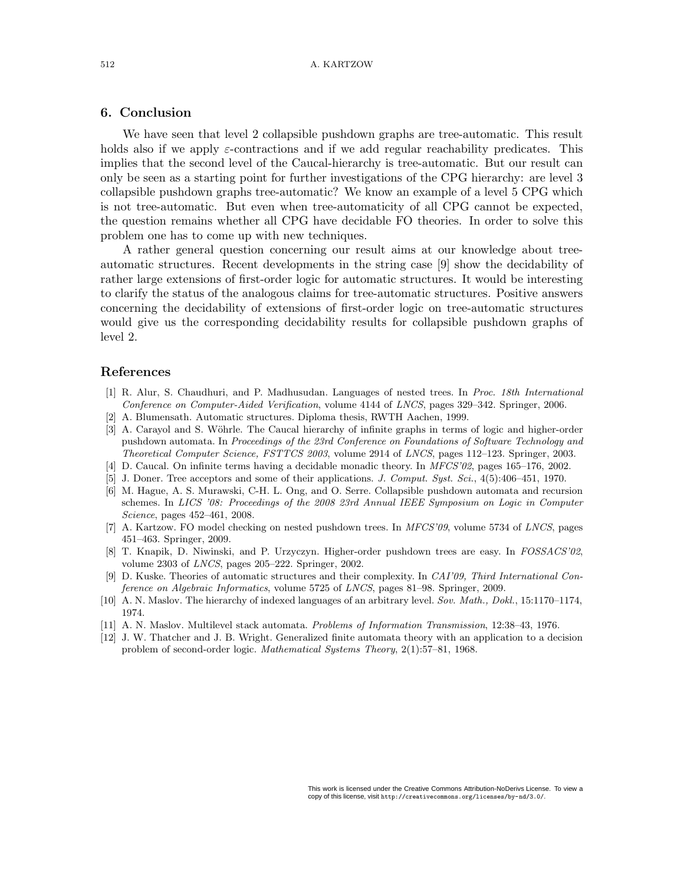## 6. Conclusion

We have seen that level 2 collapsible pushdown graphs are tree-automatic. This result holds also if we apply $\varepsilon$-contractions and if we add regular reachability predicates. This implies that the second level of the Caucal-hierarchy is tree-automatic. But our result can only be seen as a starting point for further investigations of the CPG hierarchy: are level 3 collapsible pushdown graphs tree-automatic? We know an example of a level 5 CPG which is not tree-automatic. But even when tree-automaticity of all CPG cannot be expected, the question remains whether all CPG have decidable FO theories. In order to solve this problem one has to come up with new techniques.

A rather general question concerning our result aims at our knowledge about tree-automatic structures. Recent developments in the string case [9] show the decidability of rather large extensions of first-order logic for automatic structures. It would be interesting to clarify the status of the analogous claims for tree-automatic structures. Positive answers concerning the decidability of extensions of first-order logic on tree-automatic structures would give us the corresponding decidability results for collapsible pushdown graphs of level 2.

## References

- [1] R. Alur, S. Chaudhuri, and P. Madhusudan. Languages of nested trees. In *Proc. 18th International Conference on Computer-Aided Verification*, volume 4144 of *LNCS*, pages 329–342. Springer, 2006.
- [2] A. Blumensath. Automatic structures. Diploma thesis, RWTH Aachen, 1999.
- [3] A. Carayol and S. Wöhrle. The Caucal hierarchy of infinite graphs in terms of logic and higher-order pushdown automata. In *Proceedings of the 23rd Conference on Foundations of Software Technology and Theoretical Computer Science, FSTTCS 2003*, volume 2914 of *LNCS*, pages 112–123. Springer, 2003.
- [4] D. Caucal. On infinite terms having a decidable monadic theory. In *MFCS'02*, pages 165–176, 2002.
- [5] J. Doner. Tree acceptors and some of their applications. *J. Comput. Syst. Sci.*, 4(5):406–451, 1970.
- [6] M. Hague, A. S. Murawski, C-H. L. Ong, and O. Serre. Collapsible pushdown automata and recursion schemes. In *LICS '08: Proceedings of the 2008 23rd Annual IEEE Symposium on Logic in Computer Science*, pages 452–461, 2008.
- [7] A. Kartzow. FO model checking on nested pushdown trees. In *MFCS'09*, volume 5734 of *LNCS*, pages 451–463. Springer, 2009.
- [8] T. Knapik, D. Niwinski, and P. Urzyczyn. Higher-order pushdown trees are easy. In *FOSSACS'02*, volume 2303 of *LNCS*, pages 205–222. Springer, 2002.
- [9] D. Kuske. Theories of automatic structures and their complexity. In *CAI'09, Third International Conference on Algebraic Informatics*, volume 5725 of *LNCS*, pages 81–98. Springer, 2009.
- [10] A. N. Maslov. The hierarchy of indexed languages of an arbitrary level. *Sov. Math., Dokl.*, 15:1170–1174, 1974.
- [11] A. N. Maslov. Multilevel stack automata. *Problems of Information Transmission*, 12:38–43, 1976.
- [12] J. W. Thatcher and J. B. Wright. Generalized finite automata theory with an application to a decision problem of second-order logic. *Mathematical Systems Theory*, 2(1):57–81, 1968.

This work is licensed under the Creative Commons Attribution-NoDerivs License. To view a copy of this license, visit http://creativecommons.org/licenses/by-nd/3.0/.